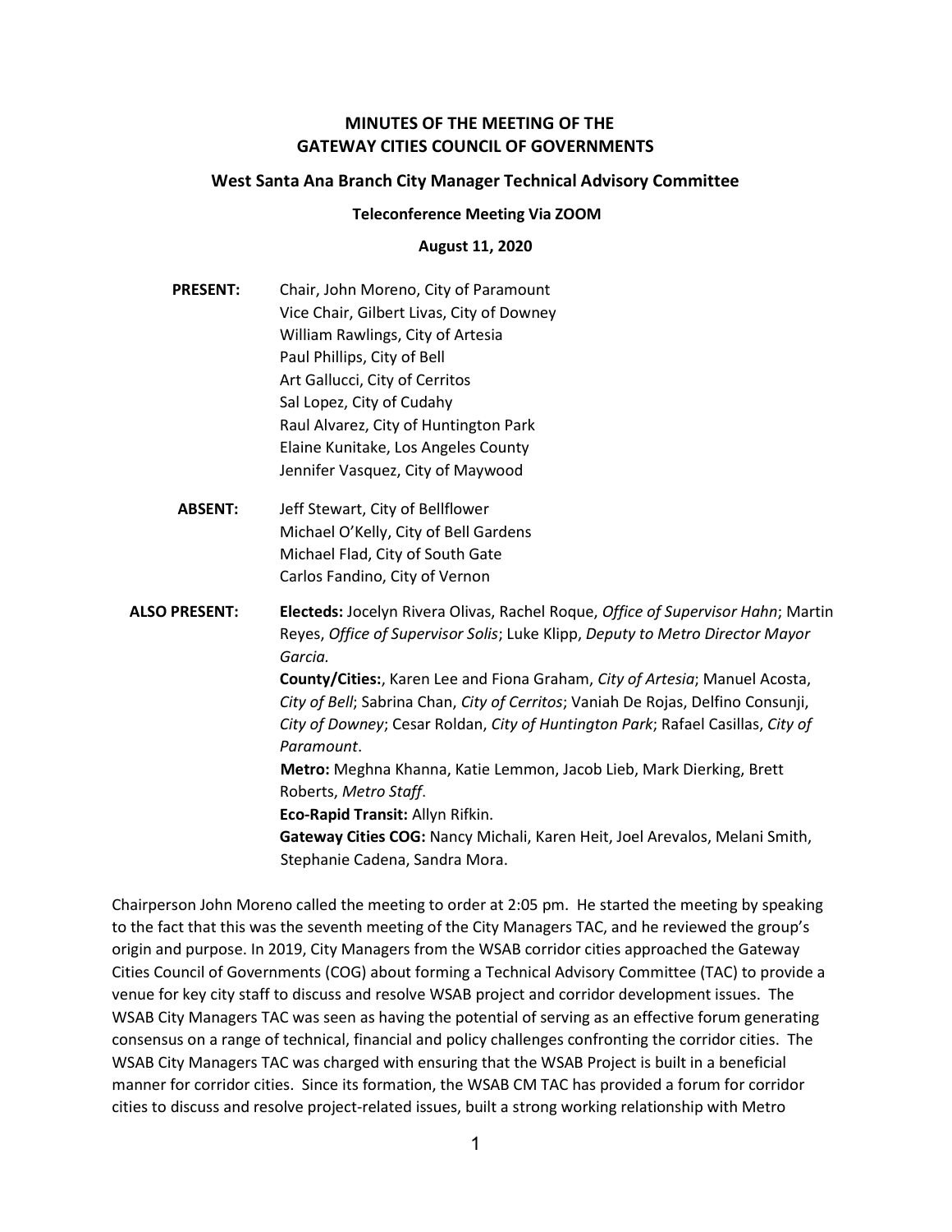# MINUTES OF THE MEETING OF THE GATEWAY CITIES COUNCIL OF GOVERNMENTS

## West Santa Ana Branch City Manager Technical Advisory Committee

### Teleconference Meeting Via ZOOM

### August 11, 2020

**PRESENT:**
Chair, John Moreno, City of Paramount
Vice Chair, Gilbert Livas, City of Downey
William Rawlings, City of Artesia
Paul Phillips, City of Bell
Art Gallucci, City of Cerritos
Sal Lopez, City of Cudahy
Raul Alvarez, City of Huntington Park
Elaine Kunitake, Los Angeles County
Jennifer Vasquez, City of Maywood

**ABSENT:**
Jeff Stewart, City of Bellflower
Michael O'Kelly, City of Bell Gardens
Michael Flad, City of South Gate
Carlos Fandino, City of Vernon

**ALSO PRESENT:**
**Electeds:** Jocelyn Rivera Olivas, Rachel Roque, *Office of Supervisor Hahn*; Martin Reyes, *Office of Supervisor Solis*; Luke Klipp, *Deputy to Metro Director Mayor Garcia.*
**County/Cities:**, Karen Lee and Fiona Graham, *City of Artesia*; Manuel Acosta, *City of Bell*; Sabrina Chan, *City of Cerritos*; Vaniah De Rojas, Delfino Consunji, *City of Downey*; Cesar Roldan, *City of Huntington Park*; Rafael Casillas, *City of Paramount*.
**Metro:** Meghna Khanna, Katie Lemmon, Jacob Lieb, Mark Dierking, Brett Roberts, *Metro Staff*.
**Eco-Rapid Transit:** Allyn Rifkin.
**Gateway Cities COG:** Nancy Michali, Karen Heit, Joel Arevalos, Melani Smith, Stephanie Cadena, Sandra Mora.

Chairperson John Moreno called the meeting to order at 2:05 pm. He started the meeting by speaking to the fact that this was the seventh meeting of the City Managers TAC, and he reviewed the group's origin and purpose. In 2019, City Managers from the WSAB corridor cities approached the Gateway Cities Council of Governments (COG) about forming a Technical Advisory Committee (TAC) to provide a venue for key city staff to discuss and resolve WSAB project and corridor development issues. The WSAB City Managers TAC was seen as having the potential of serving as an effective forum generating consensus on a range of technical, financial and policy challenges confronting the corridor cities. The WSAB City Managers TAC was charged with ensuring that the WSAB Project is built in a beneficial manner for corridor cities. Since its formation, the WSAB CM TAC has provided a forum for corridor cities to discuss and resolve project-related issues, built a strong working relationship with Metro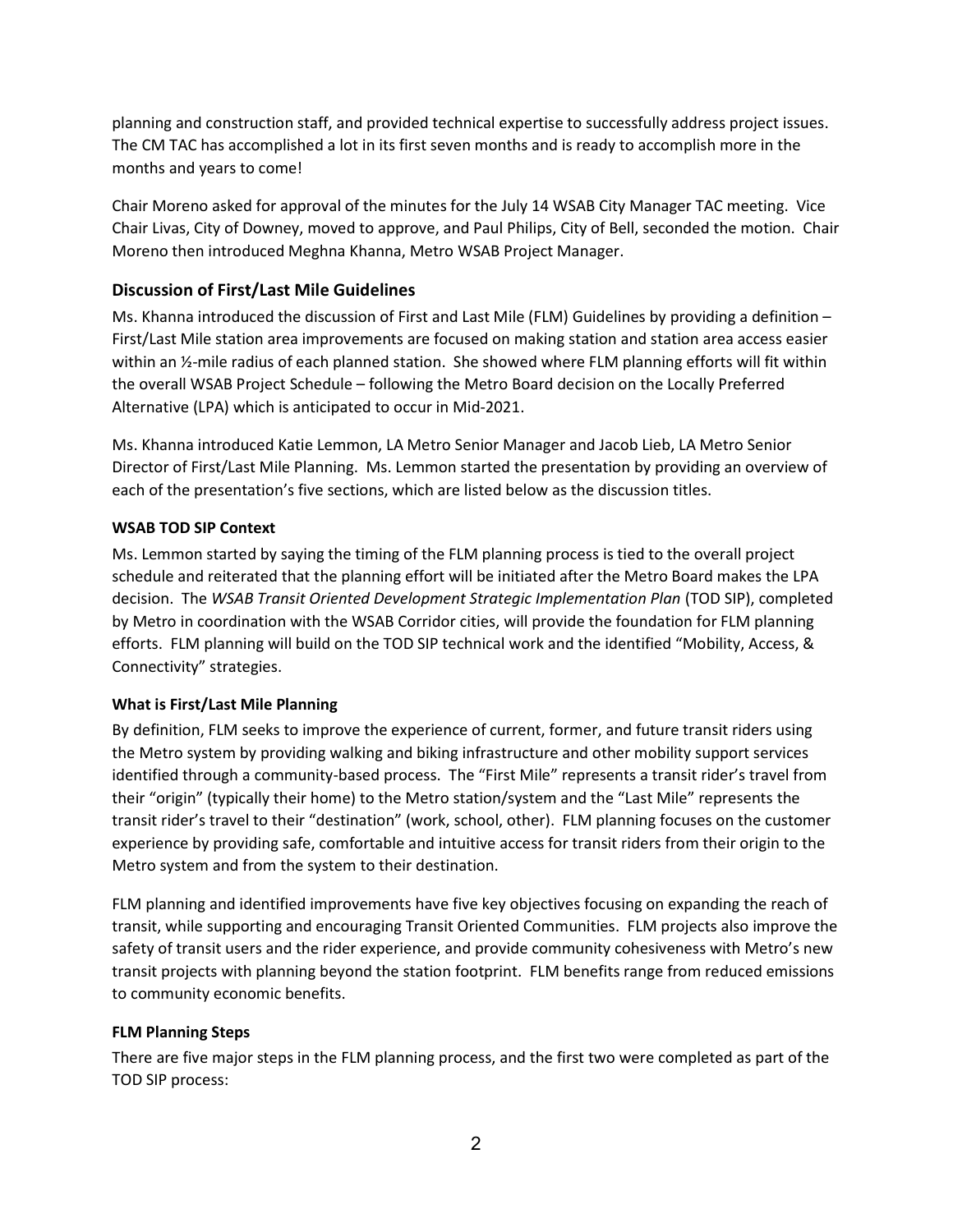planning and construction staff, and provided technical expertise to successfully address project issues. The CM TAC has accomplished a lot in its first seven months and is ready to accomplish more in the months and years to come!

Chair Moreno asked for approval of the minutes for the July 14 WSAB City Manager TAC meeting. Vice Chair Livas, City of Downey, moved to approve, and Paul Philips, City of Bell, seconded the motion. Chair Moreno then introduced Meghna Khanna, Metro WSAB Project Manager.

## Discussion of First/Last Mile Guidelines

Ms. Khanna introduced the discussion of First and Last Mile (FLM) Guidelines by providing a definition – First/Last Mile station area improvements are focused on making station and station area access easier within an ½-mile radius of each planned station. She showed where FLM planning efforts will fit within the overall WSAB Project Schedule – following the Metro Board decision on the Locally Preferred Alternative (LPA) which is anticipated to occur in Mid-2021.

Ms. Khanna introduced Katie Lemmon, LA Metro Senior Manager and Jacob Lieb, LA Metro Senior Director of First/Last Mile Planning. Ms. Lemmon started the presentation by providing an overview of each of the presentation's five sections, which are listed below as the discussion titles.

### WSAB TOD SIP Context

Ms. Lemmon started by saying the timing of the FLM planning process is tied to the overall project schedule and reiterated that the planning effort will be initiated after the Metro Board makes the LPA decision. The *WSAB Transit Oriented Development Strategic Implementation Plan* (TOD SIP), completed by Metro in coordination with the WSAB Corridor cities, will provide the foundation for FLM planning efforts. FLM planning will build on the TOD SIP technical work and the identified "Mobility, Access, & Connectivity" strategies.

### What is First/Last Mile Planning

By definition, FLM seeks to improve the experience of current, former, and future transit riders using the Metro system by providing walking and biking infrastructure and other mobility support services identified through a community-based process. The "First Mile" represents a transit rider's travel from their "origin" (typically their home) to the Metro station/system and the "Last Mile" represents the transit rider's travel to their "destination" (work, school, other). FLM planning focuses on the customer experience by providing safe, comfortable and intuitive access for transit riders from their origin to the Metro system and from the system to their destination.

FLM planning and identified improvements have five key objectives focusing on expanding the reach of transit, while supporting and encouraging Transit Oriented Communities. FLM projects also improve the safety of transit users and the rider experience, and provide community cohesiveness with Metro's new transit projects with planning beyond the station footprint. FLM benefits range from reduced emissions to community economic benefits.

### FLM Planning Steps

There are five major steps in the FLM planning process, and the first two were completed as part of the TOD SIP process: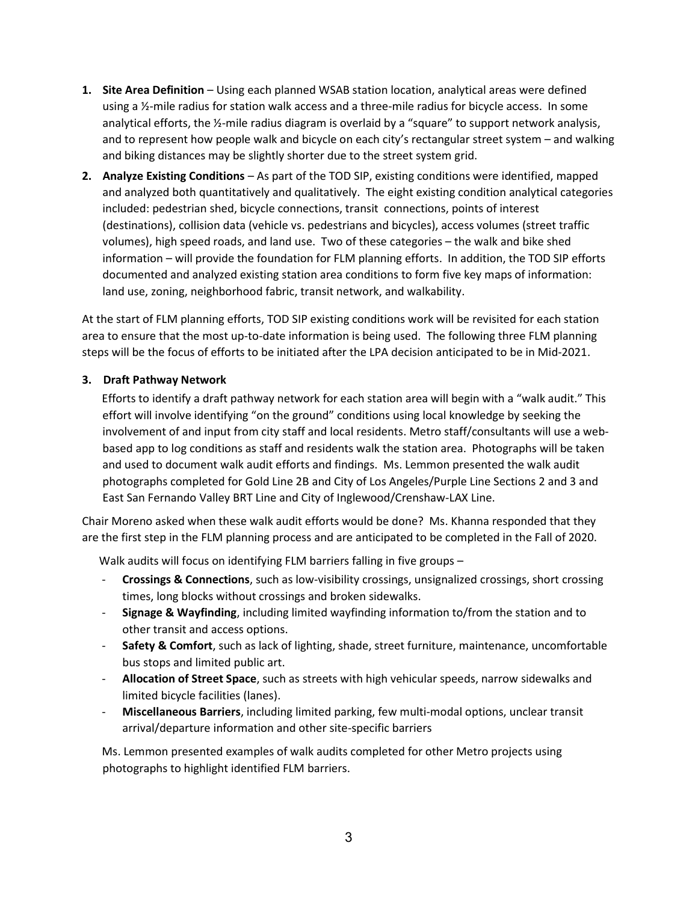1. **Site Area Definition** – Using each planned WSAB station location, analytical areas were defined using a ½-mile radius for station walk access and a three-mile radius for bicycle access. In some analytical efforts, the ½-mile radius diagram is overlaid by a "square" to support network analysis, and to represent how people walk and bicycle on each city's rectangular street system – and walking and biking distances may be slightly shorter due to the street system grid.
2. **Analyze Existing Conditions** – As part of the TOD SIP, existing conditions were identified, mapped and analyzed both quantitatively and qualitatively. The eight existing condition analytical categories included: pedestrian shed, bicycle connections, transit connections, points of interest (destinations), collision data (vehicle vs. pedestrians and bicycles), access volumes (street traffic volumes), high speed roads, and land use. Two of these categories – the walk and bike shed information – will provide the foundation for FLM planning efforts. In addition, the TOD SIP efforts documented and analyzed existing station area conditions to form five key maps of information: land use, zoning, neighborhood fabric, transit network, and walkability.

At the start of FLM planning efforts, TOD SIP existing conditions work will be revisited for each station area to ensure that the most up-to-date information is being used. The following three FLM planning steps will be the focus of efforts to be initiated after the LPA decision anticipated to be in Mid-2021.

3. **Draft Pathway Network**

   Efforts to identify a draft pathway network for each station area will begin with a "walk audit." This effort will involve identifying "on the ground" conditions using local knowledge by seeking the involvement of and input from city staff and local residents. Metro staff/consultants will use a web-based app to log conditions as staff and residents walk the station area. Photographs will be taken and used to document walk audit efforts and findings. Ms. Lemmon presented the walk audit photographs completed for Gold Line 2B and City of Los Angeles/Purple Line Sections 2 and 3 and East San Fernando Valley BRT Line and City of Inglewood/Crenshaw-LAX Line.

Chair Moreno asked when these walk audit efforts would be done? Ms. Khanna responded that they are the first step in the FLM planning process and are anticipated to be completed in the Fall of 2020.

Walk audits will focus on identifying FLM barriers falling in five groups –

- **Crossings & Connections**, such as low-visibility crossings, unsignalized crossings, short crossing times, long blocks without crossings and broken sidewalks.
- **Signage & Wayfinding**, including limited wayfinding information to/from the station and to other transit and access options.
- **Safety & Comfort**, such as lack of lighting, shade, street furniture, maintenance, uncomfortable bus stops and limited public art.
- **Allocation of Street Space**, such as streets with high vehicular speeds, narrow sidewalks and limited bicycle facilities (lanes).
- **Miscellaneous Barriers**, including limited parking, few multi-modal options, unclear transit arrival/departure information and other site-specific barriers

Ms. Lemmon presented examples of walk audits completed for other Metro projects using photographs to highlight identified FLM barriers.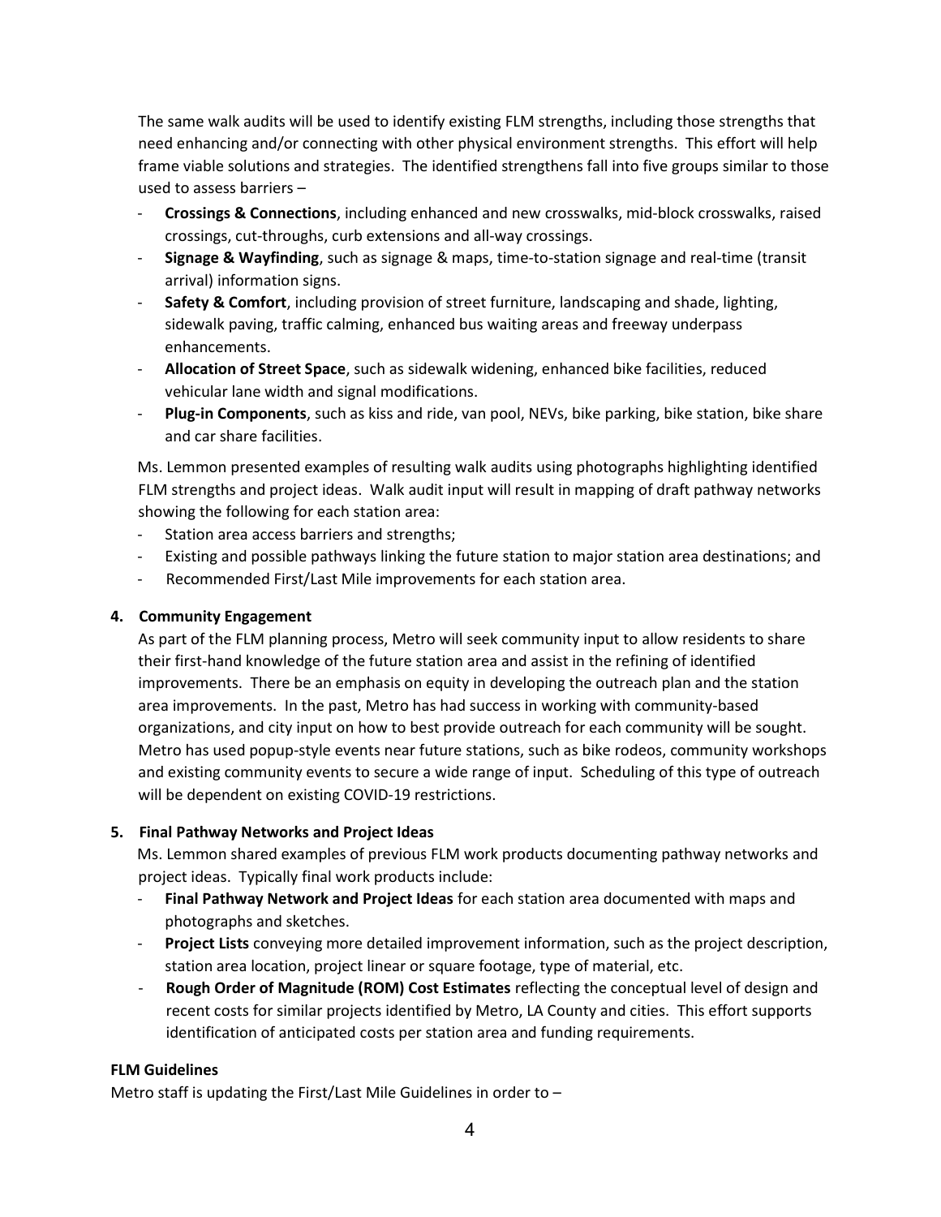The same walk audits will be used to identify existing FLM strengths, including those strengths that need enhancing and/or connecting with other physical environment strengths. This effort will help frame viable solutions and strategies. The identified strengthens fall into five groups similar to those used to assess barriers –

- **Crossings & Connections**, including enhanced and new crosswalks, mid-block crosswalks, raised crossings, cut-throughs, curb extensions and all-way crossings.
- **Signage & Wayfinding**, such as signage & maps, time-to-station signage and real-time (transit arrival) information signs.
- **Safety & Comfort**, including provision of street furniture, landscaping and shade, lighting, sidewalk paving, traffic calming, enhanced bus waiting areas and freeway underpass enhancements.
- **Allocation of Street Space**, such as sidewalk widening, enhanced bike facilities, reduced vehicular lane width and signal modifications.
- **Plug-in Components**, such as kiss and ride, van pool, NEVs, bike parking, bike station, bike share and car share facilities.

Ms. Lemmon presented examples of resulting walk audits using photographs highlighting identified FLM strengths and project ideas. Walk audit input will result in mapping of draft pathway networks showing the following for each station area:

- Station area access barriers and strengths;
- Existing and possible pathways linking the future station to major station area destinations; and
- Recommended First/Last Mile improvements for each station area.

**4. Community Engagement**

As part of the FLM planning process, Metro will seek community input to allow residents to share their first-hand knowledge of the future station area and assist in the refining of identified improvements. There be an emphasis on equity in developing the outreach plan and the station area improvements. In the past, Metro has had success in working with community-based organizations, and city input on how to best provide outreach for each community will be sought. Metro has used popup-style events near future stations, such as bike rodeos, community workshops and existing community events to secure a wide range of input. Scheduling of this type of outreach will be dependent on existing COVID-19 restrictions.

**5. Final Pathway Networks and Project Ideas**

Ms. Lemmon shared examples of previous FLM work products documenting pathway networks and project ideas. Typically final work products include:

- **Final Pathway Network and Project Ideas** for each station area documented with maps and photographs and sketches.
- **Project Lists** conveying more detailed improvement information, such as the project description, station area location, project linear or square footage, type of material, etc.
- **Rough Order of Magnitude (ROM) Cost Estimates** reflecting the conceptual level of design and recent costs for similar projects identified by Metro, LA County and cities. This effort supports identification of anticipated costs per station area and funding requirements.

**FLM Guidelines**

Metro staff is updating the First/Last Mile Guidelines in order to –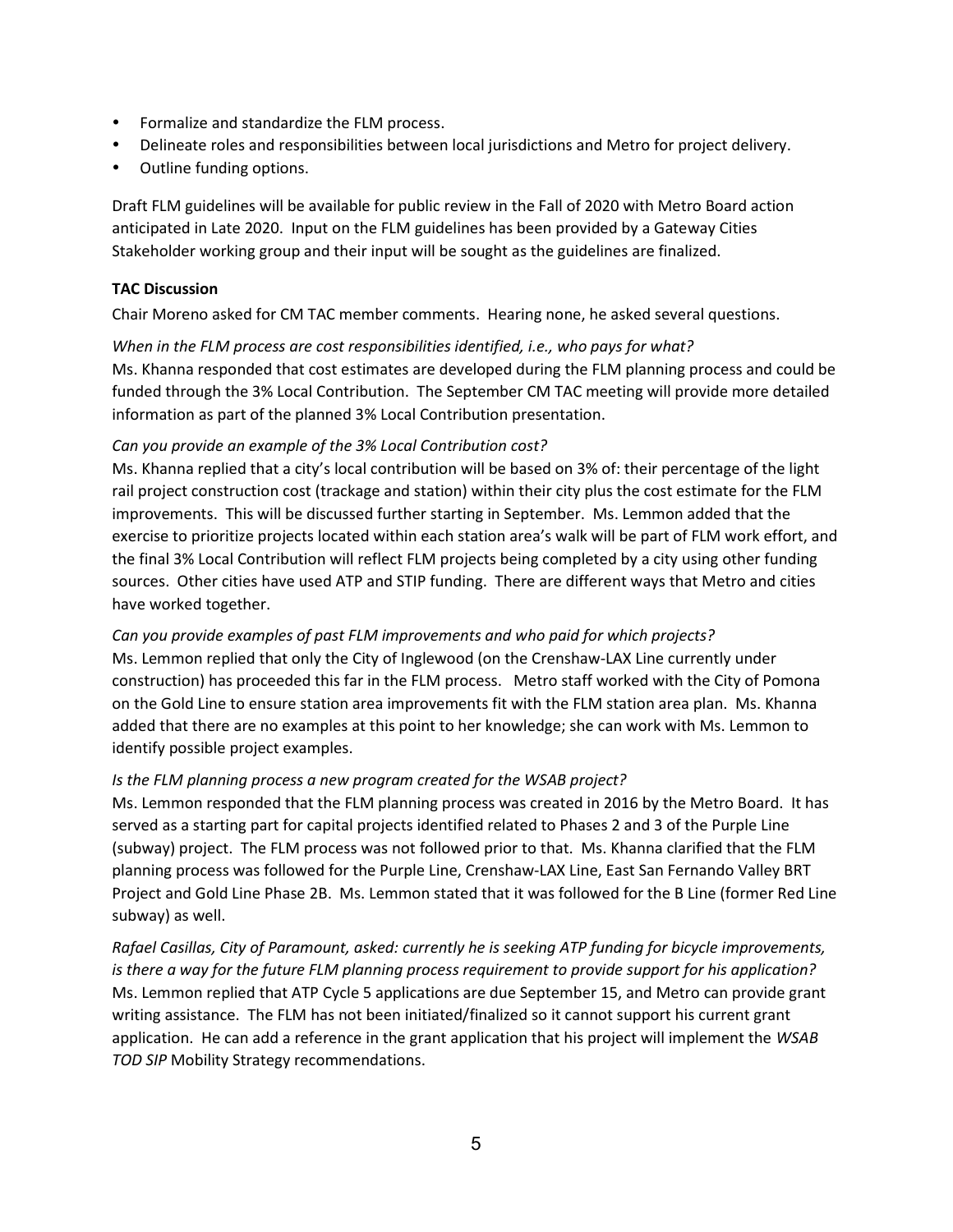- Formalize and standardize the FLM process.
- Delineate roles and responsibilities between local jurisdictions and Metro for project delivery.
- Outline funding options.

Draft FLM guidelines will be available for public review in the Fall of 2020 with Metro Board action anticipated in Late 2020. Input on the FLM guidelines has been provided by a Gateway Cities Stakeholder working group and their input will be sought as the guidelines are finalized.

**TAC Discussion**

Chair Moreno asked for CM TAC member comments. Hearing none, he asked several questions.

*When in the FLM process are cost responsibilities identified, i.e., who pays for what?*
Ms. Khanna responded that cost estimates are developed during the FLM planning process and could be funded through the 3% Local Contribution. The September CM TAC meeting will provide more detailed information as part of the planned 3% Local Contribution presentation.

*Can you provide an example of the 3% Local Contribution cost?*
Ms. Khanna replied that a city's local contribution will be based on 3% of: their percentage of the light rail project construction cost (trackage and station) within their city plus the cost estimate for the FLM improvements. This will be discussed further starting in September. Ms. Lemmon added that the exercise to prioritize projects located within each station area's walk will be part of FLM work effort, and the final 3% Local Contribution will reflect FLM projects being completed by a city using other funding sources. Other cities have used ATP and STIP funding. There are different ways that Metro and cities have worked together.

*Can you provide examples of past FLM improvements and who paid for which projects?*
Ms. Lemmon replied that only the City of Inglewood (on the Crenshaw-LAX Line currently under construction) has proceeded this far in the FLM process. Metro staff worked with the City of Pomona on the Gold Line to ensure station area improvements fit with the FLM station area plan. Ms. Khanna added that there are no examples at this point to her knowledge; she can work with Ms. Lemmon to identify possible project examples.

*Is the FLM planning process a new program created for the WSAB project?*
Ms. Lemmon responded that the FLM planning process was created in 2016 by the Metro Board. It has served as a starting part for capital projects identified related to Phases 2 and 3 of the Purple Line (subway) project. The FLM process was not followed prior to that. Ms. Khanna clarified that the FLM planning process was followed for the Purple Line, Crenshaw-LAX Line, East San Fernando Valley BRT Project and Gold Line Phase 2B. Ms. Lemmon stated that it was followed for the B Line (former Red Line subway) as well.

*Rafael Casillas, City of Paramount, asked: currently he is seeking ATP funding for bicycle improvements, is there a way for the future FLM planning process requirement to provide support for his application?*
Ms. Lemmon replied that ATP Cycle 5 applications are due September 15, and Metro can provide grant writing assistance. The FLM has not been initiated/finalized so it cannot support his current grant application. He can add a reference in the grant application that his project will implement the *WSAB TOD SIP* Mobility Strategy recommendations.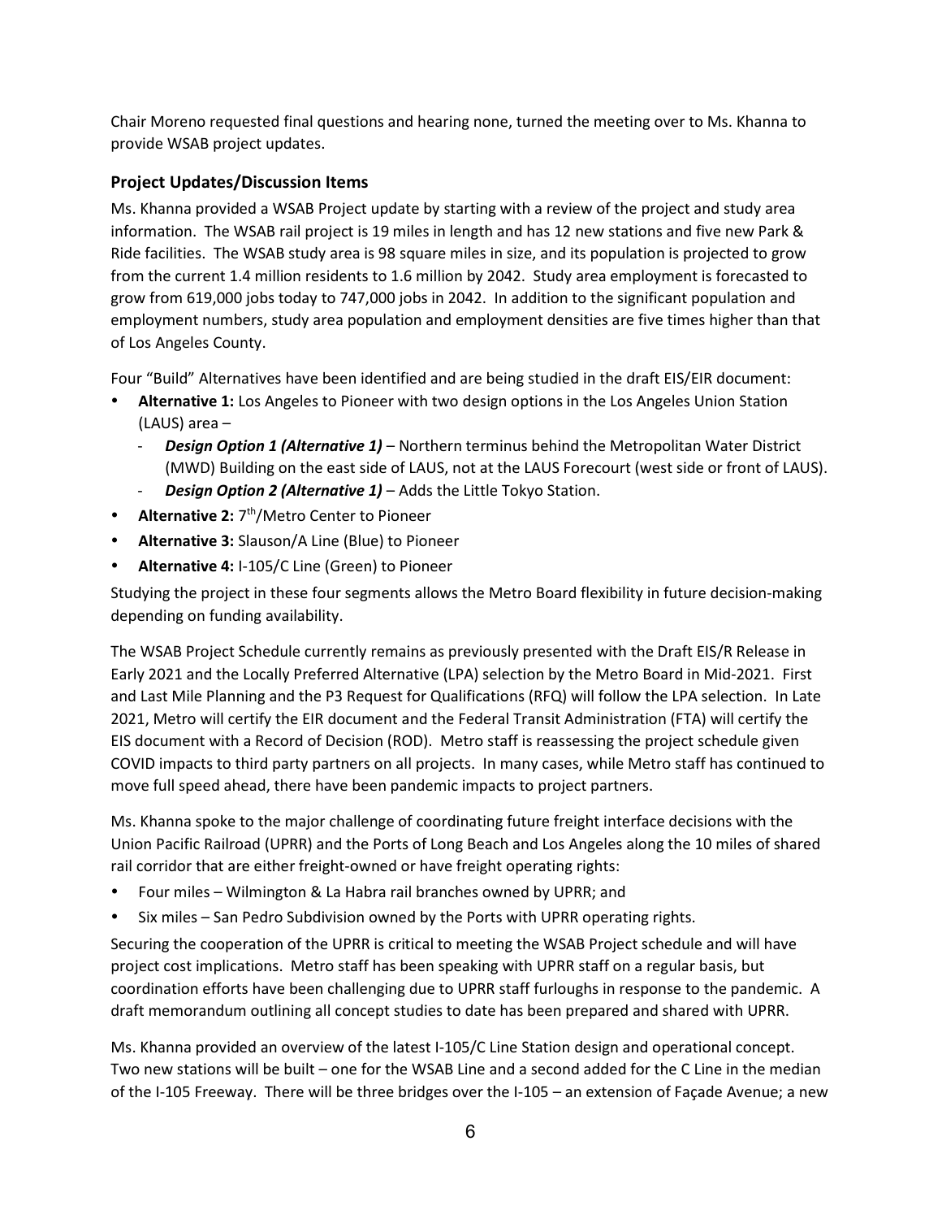Chair Moreno requested final questions and hearing none, turned the meeting over to Ms. Khanna to provide WSAB project updates.

### Project Updates/Discussion Items

Ms. Khanna provided a WSAB Project update by starting with a review of the project and study area information. The WSAB rail project is 19 miles in length and has 12 new stations and five new Park & Ride facilities. The WSAB study area is 98 square miles in size, and its population is projected to grow from the current 1.4 million residents to 1.6 million by 2042. Study area employment is forecasted to grow from 619,000 jobs today to 747,000 jobs in 2042. In addition to the significant population and employment numbers, study area population and employment densities are five times higher than that of Los Angeles County.

Four "Build" Alternatives have been identified and are being studied in the draft EIS/EIR document:

- **Alternative 1:** Los Angeles to Pioneer with two design options in the Los Angeles Union Station (LAUS) area –
  - ***Design Option 1 (Alternative 1)*** – Northern terminus behind the Metropolitan Water District (MWD) Building on the east side of LAUS, not at the LAUS Forecourt (west side or front of LAUS).
  - ***Design Option 2 (Alternative 1)*** – Adds the Little Tokyo Station.
- **Alternative 2:** 7th/Metro Center to Pioneer
- **Alternative 3:** Slauson/A Line (Blue) to Pioneer
- **Alternative 4:** I-105/C Line (Green) to Pioneer

Studying the project in these four segments allows the Metro Board flexibility in future decision-making depending on funding availability.

The WSAB Project Schedule currently remains as previously presented with the Draft EIS/R Release in Early 2021 and the Locally Preferred Alternative (LPA) selection by the Metro Board in Mid-2021. First and Last Mile Planning and the P3 Request for Qualifications (RFQ) will follow the LPA selection. In Late 2021, Metro will certify the EIR document and the Federal Transit Administration (FTA) will certify the EIS document with a Record of Decision (ROD). Metro staff is reassessing the project schedule given COVID impacts to third party partners on all projects. In many cases, while Metro staff has continued to move full speed ahead, there have been pandemic impacts to project partners.

Ms. Khanna spoke to the major challenge of coordinating future freight interface decisions with the Union Pacific Railroad (UPRR) and the Ports of Long Beach and Los Angeles along the 10 miles of shared rail corridor that are either freight-owned or have freight operating rights:

- Four miles – Wilmington & La Habra rail branches owned by UPRR; and
- Six miles – San Pedro Subdivision owned by the Ports with UPRR operating rights.

Securing the cooperation of the UPRR is critical to meeting the WSAB Project schedule and will have project cost implications. Metro staff has been speaking with UPRR staff on a regular basis, but coordination efforts have been challenging due to UPRR staff furloughs in response to the pandemic. A draft memorandum outlining all concept studies to date has been prepared and shared with UPRR.

Ms. Khanna provided an overview of the latest I-105/C Line Station design and operational concept. Two new stations will be built – one for the WSAB Line and a second added for the C Line in the median of the I-105 Freeway. There will be three bridges over the I-105 – an extension of Façade Avenue; a new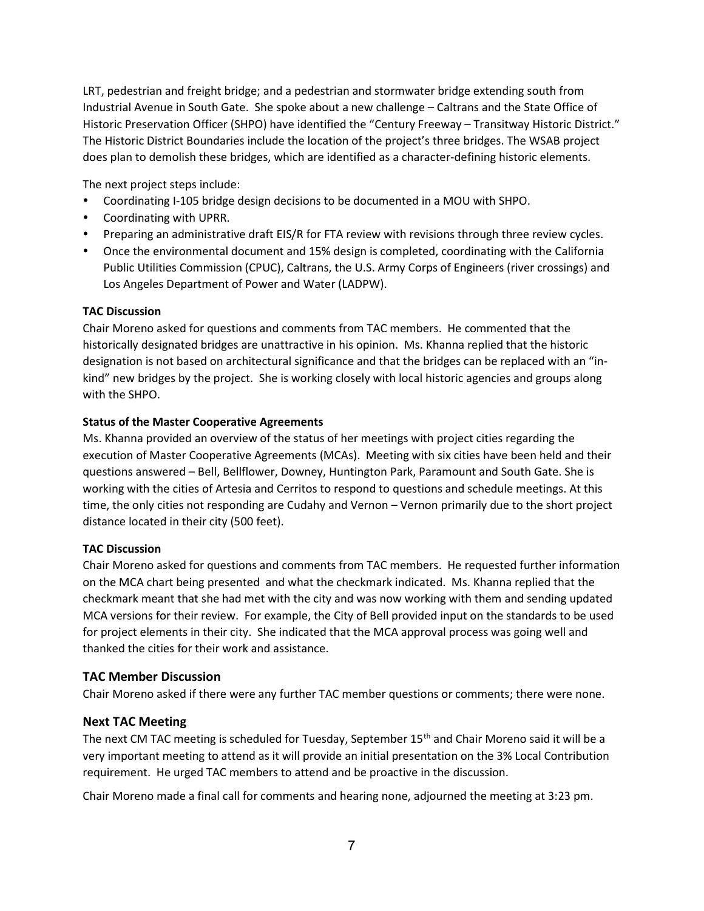LRT, pedestrian and freight bridge; and a pedestrian and stormwater bridge extending south from Industrial Avenue in South Gate. She spoke about a new challenge – Caltrans and the State Office of Historic Preservation Officer (SHPO) have identified the "Century Freeway – Transitway Historic District." The Historic District Boundaries include the location of the project's three bridges. The WSAB project does plan to demolish these bridges, which are identified as a character-defining historic elements.

The next project steps include:

- Coordinating I-105 bridge design decisions to be documented in a MOU with SHPO.
- Coordinating with UPRR.
- Preparing an administrative draft EIS/R for FTA review with revisions through three review cycles.
- Once the environmental document and 15% design is completed, coordinating with the California Public Utilities Commission (CPUC), Caltrans, the U.S. Army Corps of Engineers (river crossings) and Los Angeles Department of Power and Water (LADPW).

**TAC Discussion**

Chair Moreno asked for questions and comments from TAC members. He commented that the historically designated bridges are unattractive in his opinion. Ms. Khanna replied that the historic designation is not based on architectural significance and that the bridges can be replaced with an "in-kind" new bridges by the project. She is working closely with local historic agencies and groups along with the SHPO.

**Status of the Master Cooperative Agreements**

Ms. Khanna provided an overview of the status of her meetings with project cities regarding the execution of Master Cooperative Agreements (MCAs). Meeting with six cities have been held and their questions answered – Bell, Bellflower, Downey, Huntington Park, Paramount and South Gate. She is working with the cities of Artesia and Cerritos to respond to questions and schedule meetings. At this time, the only cities not responding are Cudahy and Vernon – Vernon primarily due to the short project distance located in their city (500 feet).

**TAC Discussion**

Chair Moreno asked for questions and comments from TAC members. He requested further information on the MCA chart being presented and what the checkmark indicated. Ms. Khanna replied that the checkmark meant that she had met with the city and was now working with them and sending updated MCA versions for their review. For example, the City of Bell provided input on the standards to be used for project elements in their city. She indicated that the MCA approval process was going well and thanked the cities for their work and assistance.

## TAC Member Discussion

Chair Moreno asked if there were any further TAC member questions or comments; there were none.

## Next TAC Meeting

The next CM TAC meeting is scheduled for Tuesday, September 15th and Chair Moreno said it will be a very important meeting to attend as it will provide an initial presentation on the 3% Local Contribution requirement. He urged TAC members to attend and be proactive in the discussion.

Chair Moreno made a final call for comments and hearing none, adjourned the meeting at 3:23 pm.